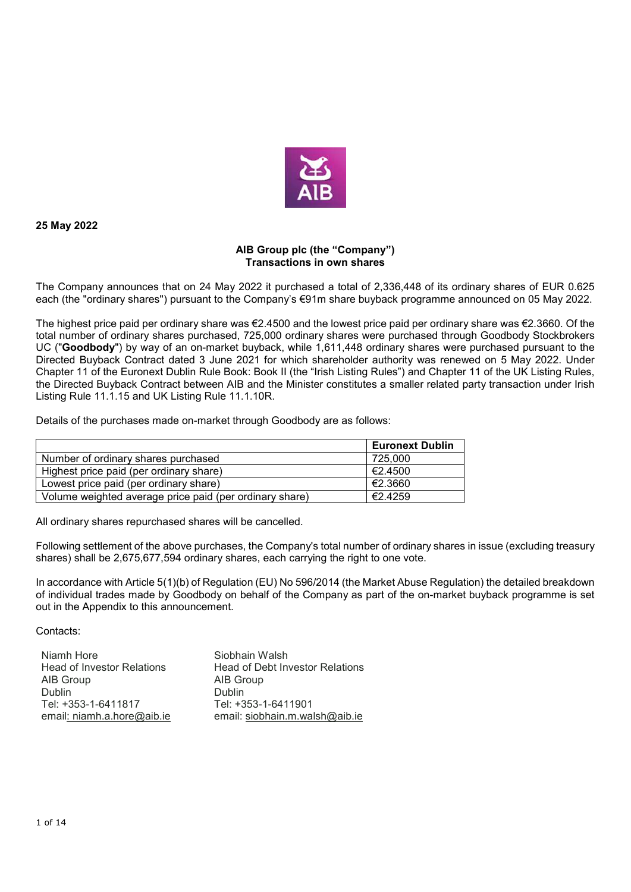**25 May 2022**

**AIB Group plc (the "Company")**
**Transactions in own shares**

The Company announces that on 24 May 2022 it purchased a total of 2,336,448 of its ordinary shares of EUR 0.625 each (the "ordinary shares") pursuant to the Company's €91m share buyback programme announced on 05 May 2022.

The highest price paid per ordinary share was €2.4500 and the lowest price paid per ordinary share was €2.3660. Of the total number of ordinary shares purchased, 725,000 ordinary shares were purchased through Goodbody Stockbrokers UC ("**Goodbody**") by way of an on-market buyback, while 1,611,448 ordinary shares were purchased pursuant to the Directed Buyback Contract dated 3 June 2021 for which shareholder authority was renewed on 5 May 2022. Under Chapter 11 of the Euronext Dublin Rule Book: Book II (the "Irish Listing Rules") and Chapter 11 of the UK Listing Rules, the Directed Buyback Contract between AIB and the Minister constitutes a smaller related party transaction under Irish Listing Rule 11.1.15 and UK Listing Rule 11.1.10R.

Details of the purchases made on-market through Goodbody are as follows:

| | **Euronext Dublin** |
|---|---|
| Number of ordinary shares purchased | 725,000 |
| Highest price paid (per ordinary share) | €2.4500 |
| Lowest price paid (per ordinary share) | €2.3660 |
| Volume weighted average price paid (per ordinary share) | €2.4259 |

All ordinary shares repurchased shares will be cancelled.

Following settlement of the above purchases, the Company's total number of ordinary shares in issue (excluding treasury shares) shall be 2,675,677,594 ordinary shares, each carrying the right to one vote.

In accordance with Article 5(1)(b) of Regulation (EU) No 596/2014 (the Market Abuse Regulation) the detailed breakdown of individual trades made by Goodbody on behalf of the Company as part of the on-market buyback programme is set out in the Appendix to this announcement.

Contacts:

Niamh Hore
Head of Investor Relations
AIB Group
Dublin
Tel: +353-1-6411817
email: niamh.a.hore@aib.ie

Siobhain Walsh
Head of Debt Investor Relations
AIB Group
Dublin
Tel: +353-1-6411901
email: siobhain.m.walsh@aib.ie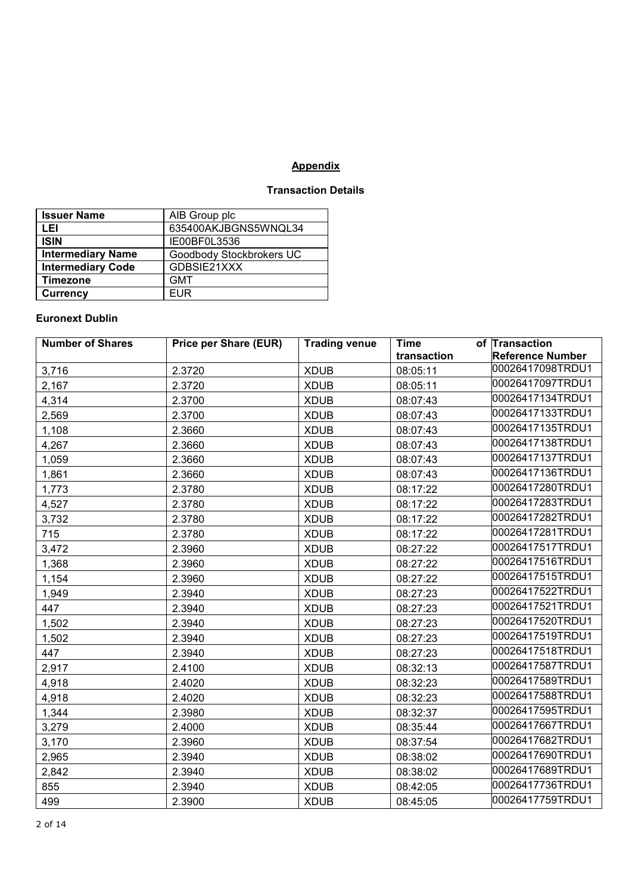## Appendix

### Transaction Details

| Issuer Name | AIB Group plc |
|---|---|
| LEI | 635400AKJBGNS5WNQL34 |
| ISIN | IE00BF0L3536 |
| Intermediary Name | Goodbody Stockbrokers UC |
| Intermediary Code | GDBSIE21XXX |
| Timezone | GMT |
| Currency | EUR |

### Euronext Dublin

| Number of Shares | Price per Share (EUR) | Trading venue | Time of transaction | Transaction Reference Number |
|---|---|---|---|---|
| 3,716 | 2.3720 | XDUB | 08:05:11 | 00026417098TRDU1 |
| 2,167 | 2.3720 | XDUB | 08:05:11 | 00026417097TRDU1 |
| 4,314 | 2.3700 | XDUB | 08:07:43 | 00026417134TRDU1 |
| 2,569 | 2.3700 | XDUB | 08:07:43 | 00026417133TRDU1 |
| 1,108 | 2.3660 | XDUB | 08:07:43 | 00026417135TRDU1 |
| 4,267 | 2.3660 | XDUB | 08:07:43 | 00026417138TRDU1 |
| 1,059 | 2.3660 | XDUB | 08:07:43 | 00026417137TRDU1 |
| 1,861 | 2.3660 | XDUB | 08:07:43 | 00026417136TRDU1 |
| 1,773 | 2.3780 | XDUB | 08:17:22 | 00026417280TRDU1 |
| 4,527 | 2.3780 | XDUB | 08:17:22 | 00026417283TRDU1 |
| 3,732 | 2.3780 | XDUB | 08:17:22 | 00026417282TRDU1 |
| 715 | 2.3780 | XDUB | 08:17:22 | 00026417281TRDU1 |
| 3,472 | 2.3960 | XDUB | 08:27:22 | 00026417517TRDU1 |
| 1,368 | 2.3960 | XDUB | 08:27:22 | 00026417516TRDU1 |
| 1,154 | 2.3960 | XDUB | 08:27:22 | 00026417515TRDU1 |
| 1,949 | 2.3940 | XDUB | 08:27:23 | 00026417522TRDU1 |
| 447 | 2.3940 | XDUB | 08:27:23 | 00026417521TRDU1 |
| 1,502 | 2.3940 | XDUB | 08:27:23 | 00026417520TRDU1 |
| 1,502 | 2.3940 | XDUB | 08:27:23 | 00026417519TRDU1 |
| 447 | 2.3940 | XDUB | 08:27:23 | 00026417518TRDU1 |
| 2,917 | 2.4100 | XDUB | 08:32:13 | 00026417587TRDU1 |
| 4,918 | 2.4020 | XDUB | 08:32:23 | 00026417589TRDU1 |
| 4,918 | 2.4020 | XDUB | 08:32:23 | 00026417588TRDU1 |
| 1,344 | 2.3980 | XDUB | 08:32:37 | 00026417595TRDU1 |
| 3,279 | 2.4000 | XDUB | 08:35:44 | 00026417667TRDU1 |
| 3,170 | 2.3960 | XDUB | 08:37:54 | 00026417682TRDU1 |
| 2,965 | 2.3940 | XDUB | 08:38:02 | 00026417690TRDU1 |
| 2,842 | 2.3940 | XDUB | 08:38:02 | 00026417689TRDU1 |
| 855 | 2.3940 | XDUB | 08:42:05 | 00026417736TRDU1 |
| 499 | 2.3900 | XDUB | 08:45:05 | 00026417759TRDU1 |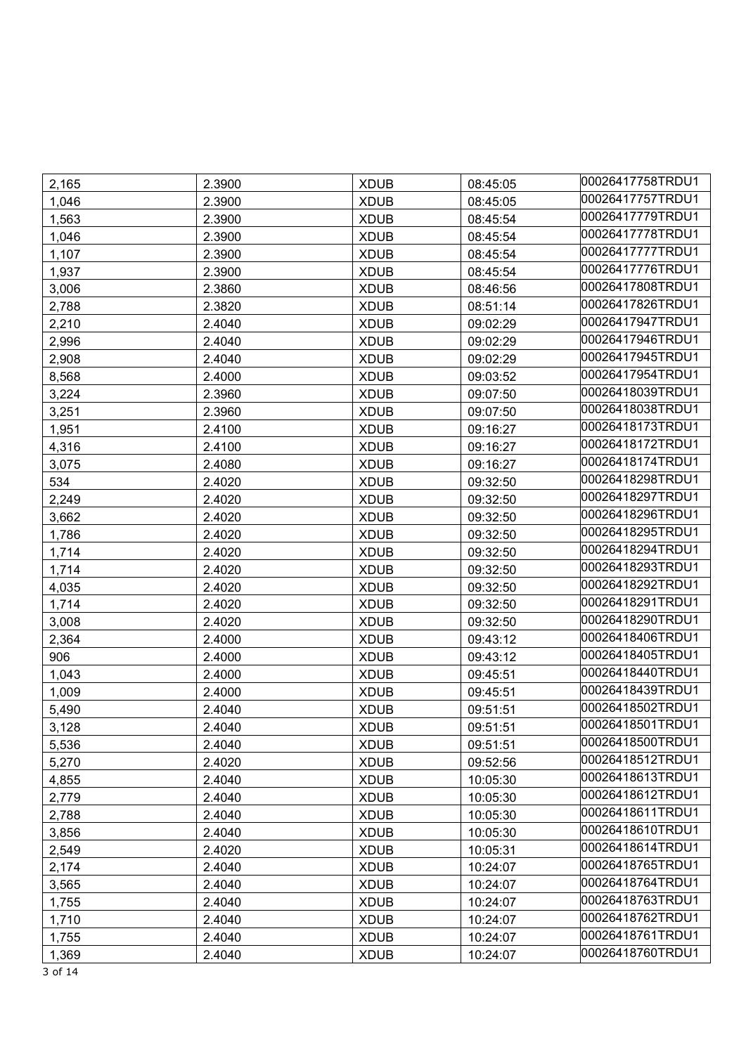| | | | | |
|---|---|---|---|---|
| 2,165 | 2.3900 | XDUB | 08:45:05 | 00026417758TRDU1 |
| 1,046 | 2.3900 | XDUB | 08:45:05 | 00026417757TRDU1 |
| 1,563 | 2.3900 | XDUB | 08:45:54 | 00026417779TRDU1 |
| 1,046 | 2.3900 | XDUB | 08:45:54 | 00026417778TRDU1 |
| 1,107 | 2.3900 | XDUB | 08:45:54 | 00026417777TRDU1 |
| 1,937 | 2.3900 | XDUB | 08:45:54 | 00026417776TRDU1 |
| 3,006 | 2.3860 | XDUB | 08:46:56 | 00026417808TRDU1 |
| 2,788 | 2.3820 | XDUB | 08:51:14 | 00026417826TRDU1 |
| 2,210 | 2.4040 | XDUB | 09:02:29 | 00026417947TRDU1 |
| 2,996 | 2.4040 | XDUB | 09:02:29 | 00026417946TRDU1 |
| 2,908 | 2.4040 | XDUB | 09:02:29 | 00026417945TRDU1 |
| 8,568 | 2.4000 | XDUB | 09:03:52 | 00026417954TRDU1 |
| 3,224 | 2.3960 | XDUB | 09:07:50 | 00026418039TRDU1 |
| 3,251 | 2.3960 | XDUB | 09:07:50 | 00026418038TRDU1 |
| 1,951 | 2.4100 | XDUB | 09:16:27 | 00026418173TRDU1 |
| 4,316 | 2.4100 | XDUB | 09:16:27 | 00026418172TRDU1 |
| 3,075 | 2.4080 | XDUB | 09:16:27 | 00026418174TRDU1 |
| 534 | 2.4020 | XDUB | 09:32:50 | 00026418298TRDU1 |
| 2,249 | 2.4020 | XDUB | 09:32:50 | 00026418297TRDU1 |
| 3,662 | 2.4020 | XDUB | 09:32:50 | 00026418296TRDU1 |
| 1,786 | 2.4020 | XDUB | 09:32:50 | 00026418295TRDU1 |
| 1,714 | 2.4020 | XDUB | 09:32:50 | 00026418294TRDU1 |
| 1,714 | 2.4020 | XDUB | 09:32:50 | 00026418293TRDU1 |
| 4,035 | 2.4020 | XDUB | 09:32:50 | 00026418292TRDU1 |
| 1,714 | 2.4020 | XDUB | 09:32:50 | 00026418291TRDU1 |
| 3,008 | 2.4020 | XDUB | 09:32:50 | 00026418290TRDU1 |
| 2,364 | 2.4000 | XDUB | 09:43:12 | 00026418406TRDU1 |
| 906 | 2.4000 | XDUB | 09:43:12 | 00026418405TRDU1 |
| 1,043 | 2.4000 | XDUB | 09:45:51 | 00026418440TRDU1 |
| 1,009 | 2.4000 | XDUB | 09:45:51 | 00026418439TRDU1 |
| 5,490 | 2.4040 | XDUB | 09:51:51 | 00026418502TRDU1 |
| 3,128 | 2.4040 | XDUB | 09:51:51 | 00026418501TRDU1 |
| 5,536 | 2.4040 | XDUB | 09:51:51 | 00026418500TRDU1 |
| 5,270 | 2.4020 | XDUB | 09:52:56 | 00026418512TRDU1 |
| 4,855 | 2.4040 | XDUB | 10:05:30 | 00026418613TRDU1 |
| 2,779 | 2.4040 | XDUB | 10:05:30 | 00026418612TRDU1 |
| 2,788 | 2.4040 | XDUB | 10:05:30 | 00026418611TRDU1 |
| 3,856 | 2.4040 | XDUB | 10:05:30 | 00026418610TRDU1 |
| 2,549 | 2.4020 | XDUB | 10:05:31 | 00026418614TRDU1 |
| 2,174 | 2.4040 | XDUB | 10:24:07 | 00026418765TRDU1 |
| 3,565 | 2.4040 | XDUB | 10:24:07 | 00026418764TRDU1 |
| 1,755 | 2.4040 | XDUB | 10:24:07 | 00026418763TRDU1 |
| 1,710 | 2.4040 | XDUB | 10:24:07 | 00026418762TRDU1 |
| 1,755 | 2.4040 | XDUB | 10:24:07 | 00026418761TRDU1 |
| 1,369 | 2.4040 | XDUB | 10:24:07 | 00026418760TRDU1 |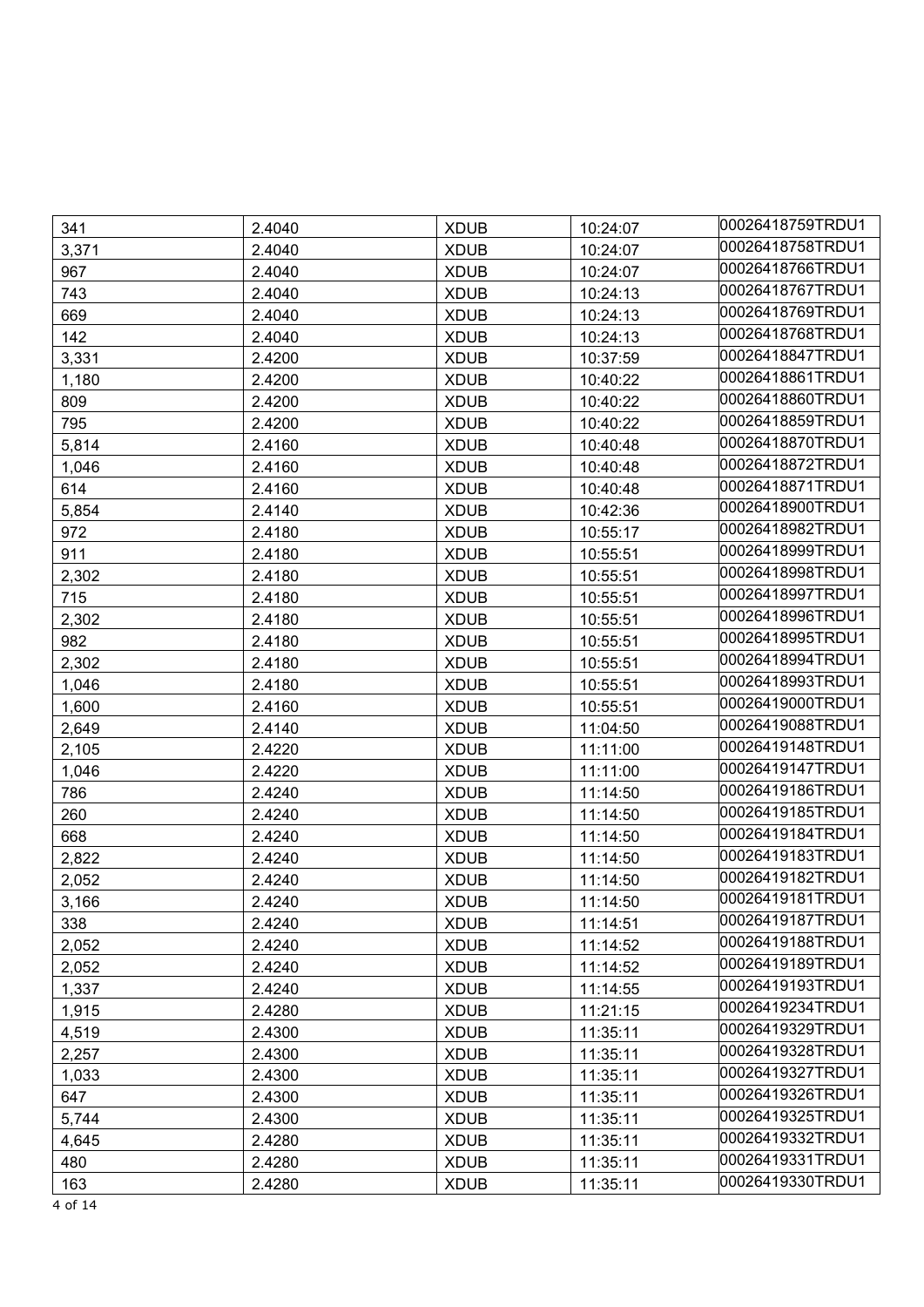| 341 | 2.4040 | XDUB | 10:24:07 | 00026418759TRDU1 |
|---|---|---|---|---|
| 3,371 | 2.4040 | XDUB | 10:24:07 | 00026418758TRDU1 |
| 967 | 2.4040 | XDUB | 10:24:07 | 00026418766TRDU1 |
| 743 | 2.4040 | XDUB | 10:24:13 | 00026418767TRDU1 |
| 669 | 2.4040 | XDUB | 10:24:13 | 00026418769TRDU1 |
| 142 | 2.4040 | XDUB | 10:24:13 | 00026418768TRDU1 |
| 3,331 | 2.4200 | XDUB | 10:37:59 | 00026418847TRDU1 |
| 1,180 | 2.4200 | XDUB | 10:40:22 | 00026418861TRDU1 |
| 809 | 2.4200 | XDUB | 10:40:22 | 00026418860TRDU1 |
| 795 | 2.4200 | XDUB | 10:40:22 | 00026418859TRDU1 |
| 5,814 | 2.4160 | XDUB | 10:40:48 | 00026418870TRDU1 |
| 1,046 | 2.4160 | XDUB | 10:40:48 | 00026418872TRDU1 |
| 614 | 2.4160 | XDUB | 10:40:48 | 00026418871TRDU1 |
| 5,854 | 2.4140 | XDUB | 10:42:36 | 00026418900TRDU1 |
| 972 | 2.4180 | XDUB | 10:55:17 | 00026418982TRDU1 |
| 911 | 2.4180 | XDUB | 10:55:51 | 00026418999TRDU1 |
| 2,302 | 2.4180 | XDUB | 10:55:51 | 00026418998TRDU1 |
| 715 | 2.4180 | XDUB | 10:55:51 | 00026418997TRDU1 |
| 2,302 | 2.4180 | XDUB | 10:55:51 | 00026418996TRDU1 |
| 982 | 2.4180 | XDUB | 10:55:51 | 00026418995TRDU1 |
| 2,302 | 2.4180 | XDUB | 10:55:51 | 00026418994TRDU1 |
| 1,046 | 2.4180 | XDUB | 10:55:51 | 00026418993TRDU1 |
| 1,600 | 2.4160 | XDUB | 10:55:51 | 00026419000TRDU1 |
| 2,649 | 2.4140 | XDUB | 11:04:50 | 00026419088TRDU1 |
| 2,105 | 2.4220 | XDUB | 11:11:00 | 00026419148TRDU1 |
| 1,046 | 2.4220 | XDUB | 11:11:00 | 00026419147TRDU1 |
| 786 | 2.4240 | XDUB | 11:14:50 | 00026419186TRDU1 |
| 260 | 2.4240 | XDUB | 11:14:50 | 00026419185TRDU1 |
| 668 | 2.4240 | XDUB | 11:14:50 | 00026419184TRDU1 |
| 2,822 | 2.4240 | XDUB | 11:14:50 | 00026419183TRDU1 |
| 2,052 | 2.4240 | XDUB | 11:14:50 | 00026419182TRDU1 |
| 3,166 | 2.4240 | XDUB | 11:14:50 | 00026419181TRDU1 |
| 338 | 2.4240 | XDUB | 11:14:51 | 00026419187TRDU1 |
| 2,052 | 2.4240 | XDUB | 11:14:52 | 00026419188TRDU1 |
| 2,052 | 2.4240 | XDUB | 11:14:52 | 00026419189TRDU1 |
| 1,337 | 2.4240 | XDUB | 11:14:55 | 00026419193TRDU1 |
| 1,915 | 2.4280 | XDUB | 11:21:15 | 00026419234TRDU1 |
| 4,519 | 2.4300 | XDUB | 11:35:11 | 00026419329TRDU1 |
| 2,257 | 2.4300 | XDUB | 11:35:11 | 00026419328TRDU1 |
| 1,033 | 2.4300 | XDUB | 11:35:11 | 00026419327TRDU1 |
| 647 | 2.4300 | XDUB | 11:35:11 | 00026419326TRDU1 |
| 5,744 | 2.4300 | XDUB | 11:35:11 | 00026419325TRDU1 |
| 4,645 | 2.4280 | XDUB | 11:35:11 | 00026419332TRDU1 |
| 480 | 2.4280 | XDUB | 11:35:11 | 00026419331TRDU1 |
| 163 | 2.4280 | XDUB | 11:35:11 | 00026419330TRDU1 |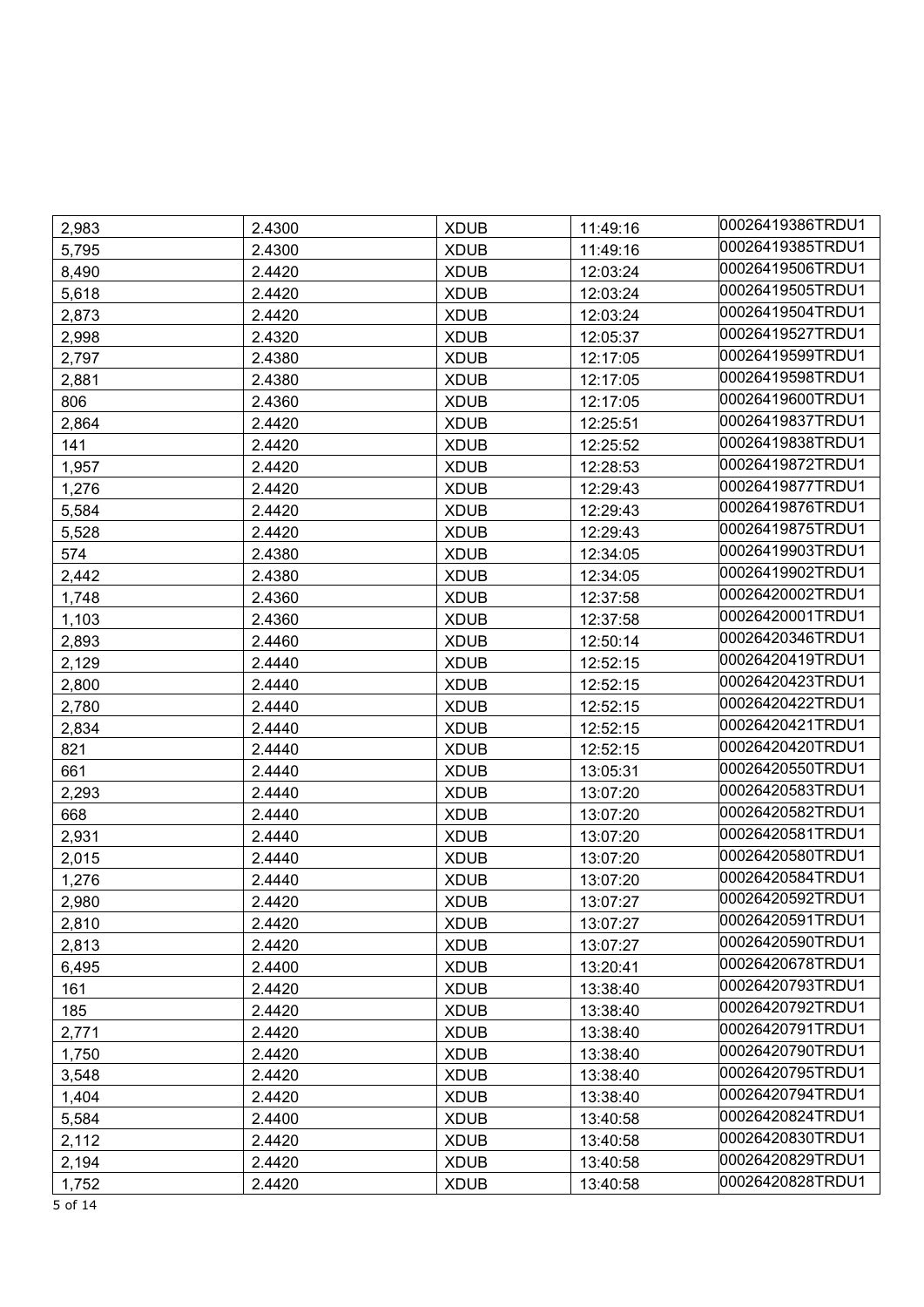| | | | | |
|---|---|---|---|---|
| 2,983 | 2.4300 | XDUB | 11:49:16 | 00026419386TRDU1 |
| 5,795 | 2.4300 | XDUB | 11:49:16 | 00026419385TRDU1 |
| 8,490 | 2.4420 | XDUB | 12:03:24 | 00026419506TRDU1 |
| 5,618 | 2.4420 | XDUB | 12:03:24 | 00026419505TRDU1 |
| 2,873 | 2.4420 | XDUB | 12:03:24 | 00026419504TRDU1 |
| 2,998 | 2.4320 | XDUB | 12:05:37 | 00026419527TRDU1 |
| 2,797 | 2.4380 | XDUB | 12:17:05 | 00026419599TRDU1 |
| 2,881 | 2.4380 | XDUB | 12:17:05 | 00026419598TRDU1 |
| 806 | 2.4360 | XDUB | 12:17:05 | 00026419600TRDU1 |
| 2,864 | 2.4420 | XDUB | 12:25:51 | 00026419837TRDU1 |
| 141 | 2.4420 | XDUB | 12:25:52 | 00026419838TRDU1 |
| 1,957 | 2.4420 | XDUB | 12:28:53 | 00026419872TRDU1 |
| 1,276 | 2.4420 | XDUB | 12:29:43 | 00026419877TRDU1 |
| 5,584 | 2.4420 | XDUB | 12:29:43 | 00026419876TRDU1 |
| 5,528 | 2.4420 | XDUB | 12:29:43 | 00026419875TRDU1 |
| 574 | 2.4380 | XDUB | 12:34:05 | 00026419903TRDU1 |
| 2,442 | 2.4380 | XDUB | 12:34:05 | 00026419902TRDU1 |
| 1,748 | 2.4360 | XDUB | 12:37:58 | 00026420002TRDU1 |
| 1,103 | 2.4360 | XDUB | 12:37:58 | 00026420001TRDU1 |
| 2,893 | 2.4460 | XDUB | 12:50:14 | 00026420346TRDU1 |
| 2,129 | 2.4440 | XDUB | 12:52:15 | 00026420419TRDU1 |
| 2,800 | 2.4440 | XDUB | 12:52:15 | 00026420423TRDU1 |
| 2,780 | 2.4440 | XDUB | 12:52:15 | 00026420422TRDU1 |
| 2,834 | 2.4440 | XDUB | 12:52:15 | 00026420421TRDU1 |
| 821 | 2.4440 | XDUB | 12:52:15 | 00026420420TRDU1 |
| 661 | 2.4440 | XDUB | 13:05:31 | 00026420550TRDU1 |
| 2,293 | 2.4440 | XDUB | 13:07:20 | 00026420583TRDU1 |
| 668 | 2.4440 | XDUB | 13:07:20 | 00026420582TRDU1 |
| 2,931 | 2.4440 | XDUB | 13:07:20 | 00026420581TRDU1 |
| 2,015 | 2.4440 | XDUB | 13:07:20 | 00026420580TRDU1 |
| 1,276 | 2.4440 | XDUB | 13:07:20 | 00026420584TRDU1 |
| 2,980 | 2.4420 | XDUB | 13:07:27 | 00026420592TRDU1 |
| 2,810 | 2.4420 | XDUB | 13:07:27 | 00026420591TRDU1 |
| 2,813 | 2.4420 | XDUB | 13:07:27 | 00026420590TRDU1 |
| 6,495 | 2.4400 | XDUB | 13:20:41 | 00026420678TRDU1 |
| 161 | 2.4420 | XDUB | 13:38:40 | 00026420793TRDU1 |
| 185 | 2.4420 | XDUB | 13:38:40 | 00026420792TRDU1 |
| 2,771 | 2.4420 | XDUB | 13:38:40 | 00026420791TRDU1 |
| 1,750 | 2.4420 | XDUB | 13:38:40 | 00026420790TRDU1 |
| 3,548 | 2.4420 | XDUB | 13:38:40 | 00026420795TRDU1 |
| 1,404 | 2.4420 | XDUB | 13:38:40 | 00026420794TRDU1 |
| 5,584 | 2.4400 | XDUB | 13:40:58 | 00026420824TRDU1 |
| 2,112 | 2.4420 | XDUB | 13:40:58 | 00026420830TRDU1 |
| 2,194 | 2.4420 | XDUB | 13:40:58 | 00026420829TRDU1 |
| 1,752 | 2.4420 | XDUB | 13:40:58 | 00026420828TRDU1 |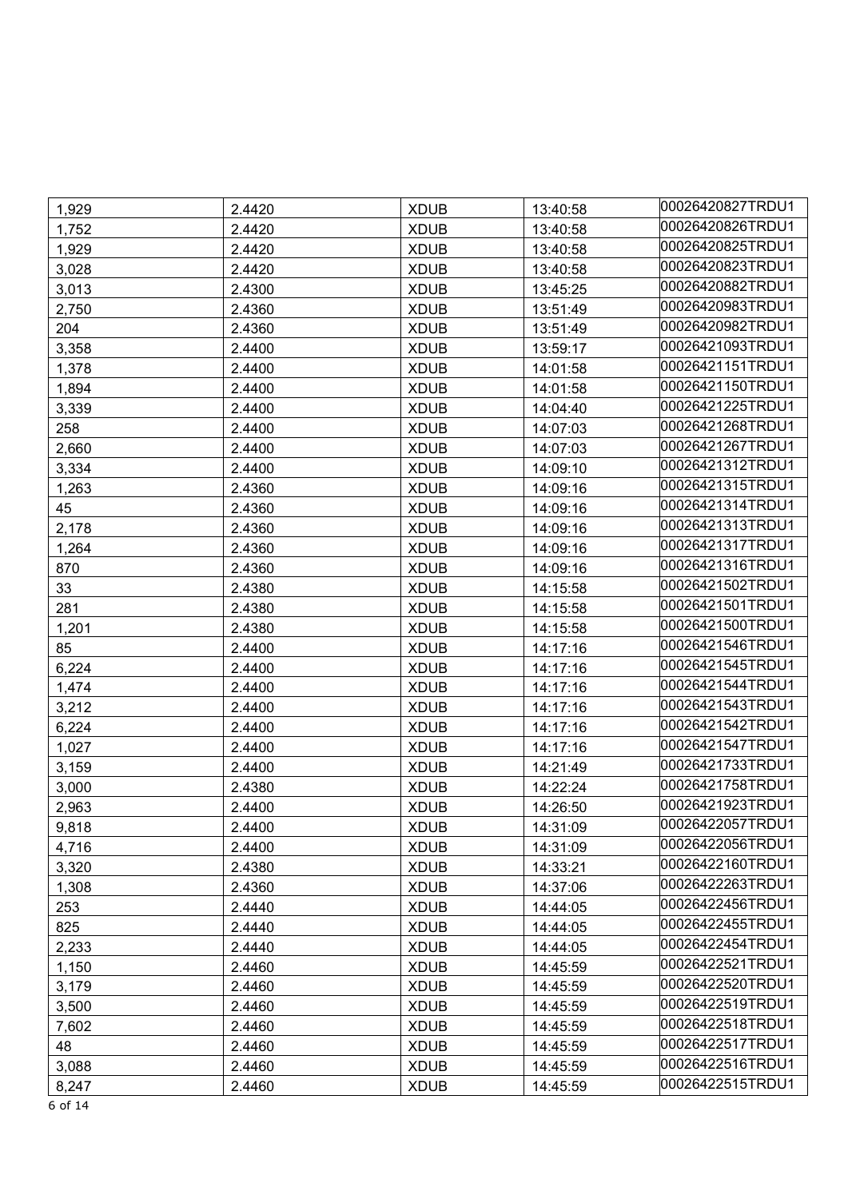| 1,929 | 2.4420 | XDUB | 13:40:58 | 00026420827TRDU1 |
|---|---|---|---|---|
| 1,752 | 2.4420 | XDUB | 13:40:58 | 00026420826TRDU1 |
| 1,929 | 2.4420 | XDUB | 13:40:58 | 00026420825TRDU1 |
| 3,028 | 2.4420 | XDUB | 13:40:58 | 00026420823TRDU1 |
| 3,013 | 2.4300 | XDUB | 13:45:25 | 00026420882TRDU1 |
| 2,750 | 2.4360 | XDUB | 13:51:49 | 00026420983TRDU1 |
| 204 | 2.4360 | XDUB | 13:51:49 | 00026420982TRDU1 |
| 3,358 | 2.4400 | XDUB | 13:59:17 | 00026421093TRDU1 |
| 1,378 | 2.4400 | XDUB | 14:01:58 | 00026421151TRDU1 |
| 1,894 | 2.4400 | XDUB | 14:01:58 | 00026421150TRDU1 |
| 3,339 | 2.4400 | XDUB | 14:04:40 | 00026421225TRDU1 |
| 258 | 2.4400 | XDUB | 14:07:03 | 00026421268TRDU1 |
| 2,660 | 2.4400 | XDUB | 14:07:03 | 00026421267TRDU1 |
| 3,334 | 2.4400 | XDUB | 14:09:10 | 00026421312TRDU1 |
| 1,263 | 2.4360 | XDUB | 14:09:16 | 00026421315TRDU1 |
| 45 | 2.4360 | XDUB | 14:09:16 | 00026421314TRDU1 |
| 2,178 | 2.4360 | XDUB | 14:09:16 | 00026421313TRDU1 |
| 1,264 | 2.4360 | XDUB | 14:09:16 | 00026421317TRDU1 |
| 870 | 2.4360 | XDUB | 14:09:16 | 00026421316TRDU1 |
| 33 | 2.4380 | XDUB | 14:15:58 | 00026421502TRDU1 |
| 281 | 2.4380 | XDUB | 14:15:58 | 00026421501TRDU1 |
| 1,201 | 2.4380 | XDUB | 14:15:58 | 00026421500TRDU1 |
| 85 | 2.4400 | XDUB | 14:17:16 | 00026421546TRDU1 |
| 6,224 | 2.4400 | XDUB | 14:17:16 | 00026421545TRDU1 |
| 1,474 | 2.4400 | XDUB | 14:17:16 | 00026421544TRDU1 |
| 3,212 | 2.4400 | XDUB | 14:17:16 | 00026421543TRDU1 |
| 6,224 | 2.4400 | XDUB | 14:17:16 | 00026421542TRDU1 |
| 1,027 | 2.4400 | XDUB | 14:17:16 | 00026421547TRDU1 |
| 3,159 | 2.4400 | XDUB | 14:21:49 | 00026421733TRDU1 |
| 3,000 | 2.4380 | XDUB | 14:22:24 | 00026421758TRDU1 |
| 2,963 | 2.4400 | XDUB | 14:26:50 | 00026421923TRDU1 |
| 9,818 | 2.4400 | XDUB | 14:31:09 | 00026422057TRDU1 |
| 4,716 | 2.4400 | XDUB | 14:31:09 | 00026422056TRDU1 |
| 3,320 | 2.4380 | XDUB | 14:33:21 | 00026422160TRDU1 |
| 1,308 | 2.4360 | XDUB | 14:37:06 | 00026422263TRDU1 |
| 253 | 2.4440 | XDUB | 14:44:05 | 00026422456TRDU1 |
| 825 | 2.4440 | XDUB | 14:44:05 | 00026422455TRDU1 |
| 2,233 | 2.4440 | XDUB | 14:44:05 | 00026422454TRDU1 |
| 1,150 | 2.4460 | XDUB | 14:45:59 | 00026422521TRDU1 |
| 3,179 | 2.4460 | XDUB | 14:45:59 | 00026422520TRDU1 |
| 3,500 | 2.4460 | XDUB | 14:45:59 | 00026422519TRDU1 |
| 7,602 | 2.4460 | XDUB | 14:45:59 | 00026422518TRDU1 |
| 48 | 2.4460 | XDUB | 14:45:59 | 00026422517TRDU1 |
| 3,088 | 2.4460 | XDUB | 14:45:59 | 00026422516TRDU1 |
| 8,247 | 2.4460 | XDUB | 14:45:59 | 00026422515TRDU1 |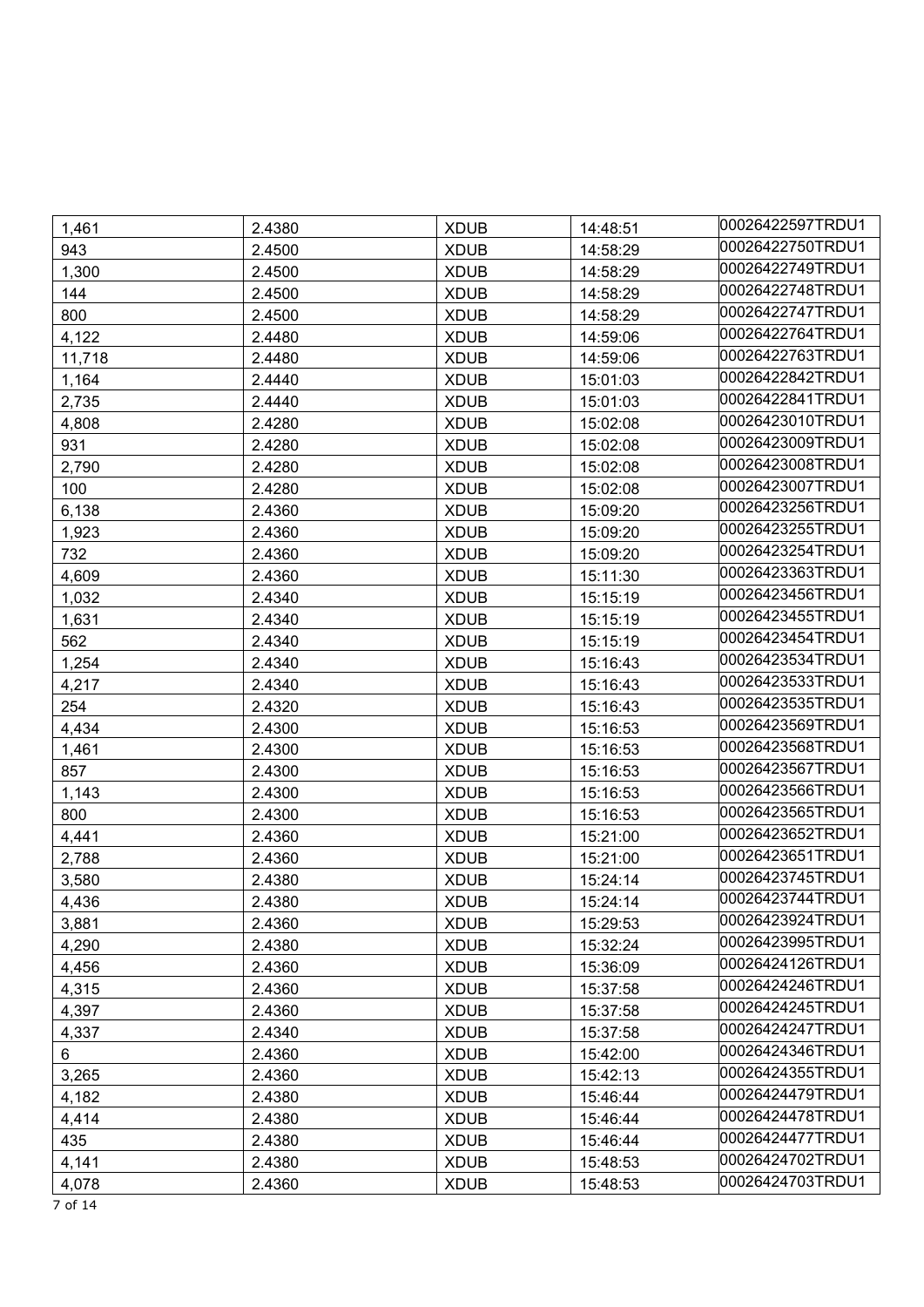| 1,461 | 2.4380 | XDUB | 14:48:51 | 00026422597TRDU1 |
|---|---|---|---|---|
| 943 | 2.4500 | XDUB | 14:58:29 | 00026422750TRDU1 |
| 1,300 | 2.4500 | XDUB | 14:58:29 | 00026422749TRDU1 |
| 144 | 2.4500 | XDUB | 14:58:29 | 00026422748TRDU1 |
| 800 | 2.4500 | XDUB | 14:58:29 | 00026422747TRDU1 |
| 4,122 | 2.4480 | XDUB | 14:59:06 | 00026422764TRDU1 |
| 11,718 | 2.4480 | XDUB | 14:59:06 | 00026422763TRDU1 |
| 1,164 | 2.4440 | XDUB | 15:01:03 | 00026422842TRDU1 |
| 2,735 | 2.4440 | XDUB | 15:01:03 | 00026422841TRDU1 |
| 4,808 | 2.4280 | XDUB | 15:02:08 | 00026423010TRDU1 |
| 931 | 2.4280 | XDUB | 15:02:08 | 00026423009TRDU1 |
| 2,790 | 2.4280 | XDUB | 15:02:08 | 00026423008TRDU1 |
| 100 | 2.4280 | XDUB | 15:02:08 | 00026423007TRDU1 |
| 6,138 | 2.4360 | XDUB | 15:09:20 | 00026423256TRDU1 |
| 1,923 | 2.4360 | XDUB | 15:09:20 | 00026423255TRDU1 |
| 732 | 2.4360 | XDUB | 15:09:20 | 00026423254TRDU1 |
| 4,609 | 2.4360 | XDUB | 15:11:30 | 00026423363TRDU1 |
| 1,032 | 2.4340 | XDUB | 15:15:19 | 00026423456TRDU1 |
| 1,631 | 2.4340 | XDUB | 15:15:19 | 00026423455TRDU1 |
| 562 | 2.4340 | XDUB | 15:15:19 | 00026423454TRDU1 |
| 1,254 | 2.4340 | XDUB | 15:16:43 | 00026423534TRDU1 |
| 4,217 | 2.4340 | XDUB | 15:16:43 | 00026423533TRDU1 |
| 254 | 2.4320 | XDUB | 15:16:43 | 00026423535TRDU1 |
| 4,434 | 2.4300 | XDUB | 15:16:53 | 00026423569TRDU1 |
| 1,461 | 2.4300 | XDUB | 15:16:53 | 00026423568TRDU1 |
| 857 | 2.4300 | XDUB | 15:16:53 | 00026423567TRDU1 |
| 1,143 | 2.4300 | XDUB | 15:16:53 | 00026423566TRDU1 |
| 800 | 2.4300 | XDUB | 15:16:53 | 00026423565TRDU1 |
| 4,441 | 2.4360 | XDUB | 15:21:00 | 00026423652TRDU1 |
| 2,788 | 2.4360 | XDUB | 15:21:00 | 00026423651TRDU1 |
| 3,580 | 2.4380 | XDUB | 15:24:14 | 00026423745TRDU1 |
| 4,436 | 2.4380 | XDUB | 15:24:14 | 00026423744TRDU1 |
| 3,881 | 2.4360 | XDUB | 15:29:53 | 00026423924TRDU1 |
| 4,290 | 2.4380 | XDUB | 15:32:24 | 00026423995TRDU1 |
| 4,456 | 2.4360 | XDUB | 15:36:09 | 00026424126TRDU1 |
| 4,315 | 2.4360 | XDUB | 15:37:58 | 00026424246TRDU1 |
| 4,397 | 2.4360 | XDUB | 15:37:58 | 00026424245TRDU1 |
| 4,337 | 2.4340 | XDUB | 15:37:58 | 00026424247TRDU1 |
| 6 | 2.4360 | XDUB | 15:42:00 | 00026424346TRDU1 |
| 3,265 | 2.4360 | XDUB | 15:42:13 | 00026424355TRDU1 |
| 4,182 | 2.4380 | XDUB | 15:46:44 | 00026424479TRDU1 |
| 4,414 | 2.4380 | XDUB | 15:46:44 | 00026424478TRDU1 |
| 435 | 2.4380 | XDUB | 15:46:44 | 00026424477TRDU1 |
| 4,141 | 2.4380 | XDUB | 15:48:53 | 00026424702TRDU1 |
| 4,078 | 2.4360 | XDUB | 15:48:53 | 00026424703TRDU1 |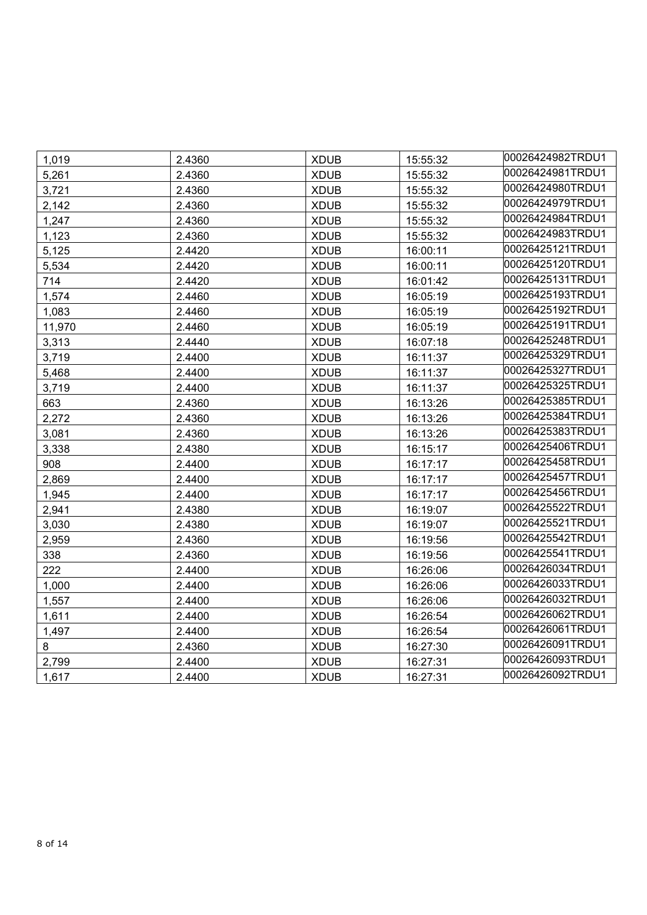| | | | | |
|---|---|---|---|---|
| 1,019 | 2.4360 | XDUB | 15:55:32 | 00026424982TRDU1 |
| 5,261 | 2.4360 | XDUB | 15:55:32 | 00026424981TRDU1 |
| 3,721 | 2.4360 | XDUB | 15:55:32 | 00026424980TRDU1 |
| 2,142 | 2.4360 | XDUB | 15:55:32 | 00026424979TRDU1 |
| 1,247 | 2.4360 | XDUB | 15:55:32 | 00026424984TRDU1 |
| 1,123 | 2.4360 | XDUB | 15:55:32 | 00026424983TRDU1 |
| 5,125 | 2.4420 | XDUB | 16:00:11 | 00026425121TRDU1 |
| 5,534 | 2.4420 | XDUB | 16:00:11 | 00026425120TRDU1 |
| 714 | 2.4420 | XDUB | 16:01:42 | 00026425131TRDU1 |
| 1,574 | 2.4460 | XDUB | 16:05:19 | 00026425193TRDU1 |
| 1,083 | 2.4460 | XDUB | 16:05:19 | 00026425192TRDU1 |
| 11,970 | 2.4460 | XDUB | 16:05:19 | 00026425191TRDU1 |
| 3,313 | 2.4440 | XDUB | 16:07:18 | 00026425248TRDU1 |
| 3,719 | 2.4400 | XDUB | 16:11:37 | 00026425329TRDU1 |
| 5,468 | 2.4400 | XDUB | 16:11:37 | 00026425327TRDU1 |
| 3,719 | 2.4400 | XDUB | 16:11:37 | 00026425325TRDU1 |
| 663 | 2.4360 | XDUB | 16:13:26 | 00026425385TRDU1 |
| 2,272 | 2.4360 | XDUB | 16:13:26 | 00026425384TRDU1 |
| 3,081 | 2.4360 | XDUB | 16:13:26 | 00026425383TRDU1 |
| 3,338 | 2.4380 | XDUB | 16:15:17 | 00026425406TRDU1 |
| 908 | 2.4400 | XDUB | 16:17:17 | 00026425458TRDU1 |
| 2,869 | 2.4400 | XDUB | 16:17:17 | 00026425457TRDU1 |
| 1,945 | 2.4400 | XDUB | 16:17:17 | 00026425456TRDU1 |
| 2,941 | 2.4380 | XDUB | 16:19:07 | 00026425522TRDU1 |
| 3,030 | 2.4380 | XDUB | 16:19:07 | 00026425521TRDU1 |
| 2,959 | 2.4360 | XDUB | 16:19:56 | 00026425542TRDU1 |
| 338 | 2.4360 | XDUB | 16:19:56 | 00026425541TRDU1 |
| 222 | 2.4400 | XDUB | 16:26:06 | 00026426034TRDU1 |
| 1,000 | 2.4400 | XDUB | 16:26:06 | 00026426033TRDU1 |
| 1,557 | 2.4400 | XDUB | 16:26:06 | 00026426032TRDU1 |
| 1,611 | 2.4400 | XDUB | 16:26:54 | 00026426062TRDU1 |
| 1,497 | 2.4400 | XDUB | 16:26:54 | 00026426061TRDU1 |
| 8 | 2.4360 | XDUB | 16:27:30 | 00026426091TRDU1 |
| 2,799 | 2.4400 | XDUB | 16:27:31 | 00026426093TRDU1 |
| 1,617 | 2.4400 | XDUB | 16:27:31 | 00026426092TRDU1 |